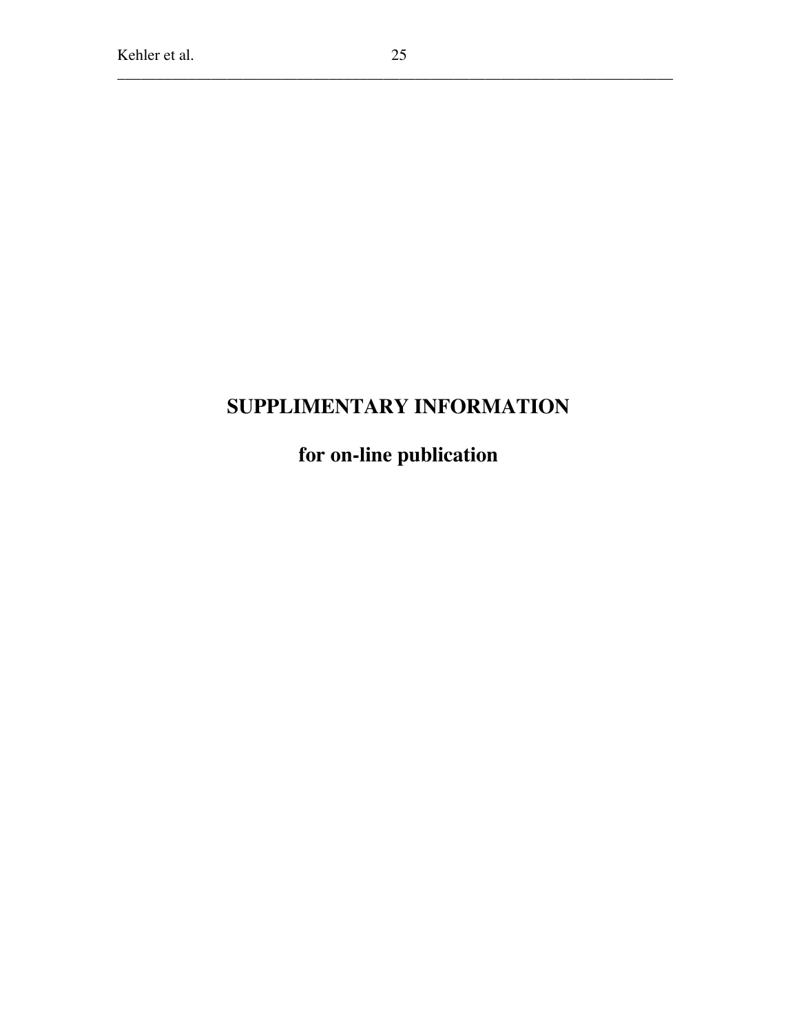# SUPPLIMENTARY INFORMATION

## for on-line publication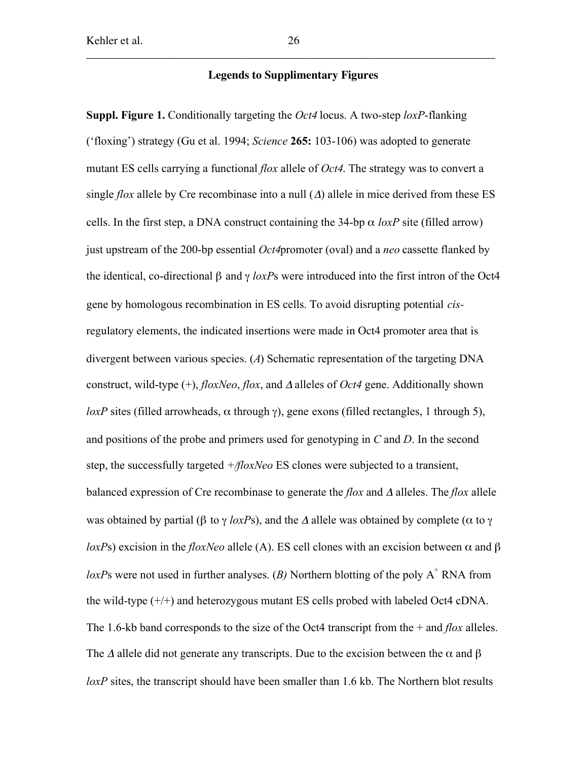## Legends to Supplimentary Figures

**Suppl. Figure 1.** Conditionally targeting the *Oct4* locus. A two-step *loxP*-flanking ('floxing') strategy (Gu et al. 1994; *Science* **265:** 103-106) was adopted to generate mutant ES cells carrying a functional *flox* allele of *Oct4.* The strategy was to convert a single *flox* allele by Cre recombinase into a null (*Δ*) allele in mice derived from these ES cells. In the first step, a DNA construct containing the 34-bp α *loxP* site (filled arrow) just upstream of the 200-bp essential *Oct4*promoter (oval) and a *neo* cassette flanked by the identical, co-directional β and γ *loxP*s were introduced into the first intron of the Oct4 gene by homologous recombination in ES cells. To avoid disrupting potential *cis*-regulatory elements, the indicated insertions were made in Oct4 promoter area that is divergent between various species. (*A*) Schematic representation of the targeting DNA construct, wild-type (+), *floxNeo*, *flox*, and *Δ* alleles of *Oct4* gene. Additionally shown *loxP* sites (filled arrowheads, α through γ), gene exons (filled rectangles, 1 through 5), and positions of the probe and primers used for genotyping in *C* and *D*. In the second step, the successfully targeted *+/floxNeo* ES clones were subjected to a transient, balanced expression of Cre recombinase to generate the *flox* and *Δ* alleles. The *flox* allele was obtained by partial (β to γ *loxP*s), and the *Δ* allele was obtained by complete (α to γ *loxP*s) excision in the *floxNeo* allele (A). ES cell clones with an excision between α and β *loxP*s were not used in further analyses. (*B)* Northern blotting of the poly A$^{+}$ RNA from the wild-type (+/+) and heterozygous mutant ES cells probed with labeled Oct4 cDNA. The 1.6-kb band corresponds to the size of the Oct4 transcript from the + and *flox* alleles. The *Δ* allele did not generate any transcripts. Due to the excision between the α and β *loxP* sites, the transcript should have been smaller than 1.6 kb. The Northern blot results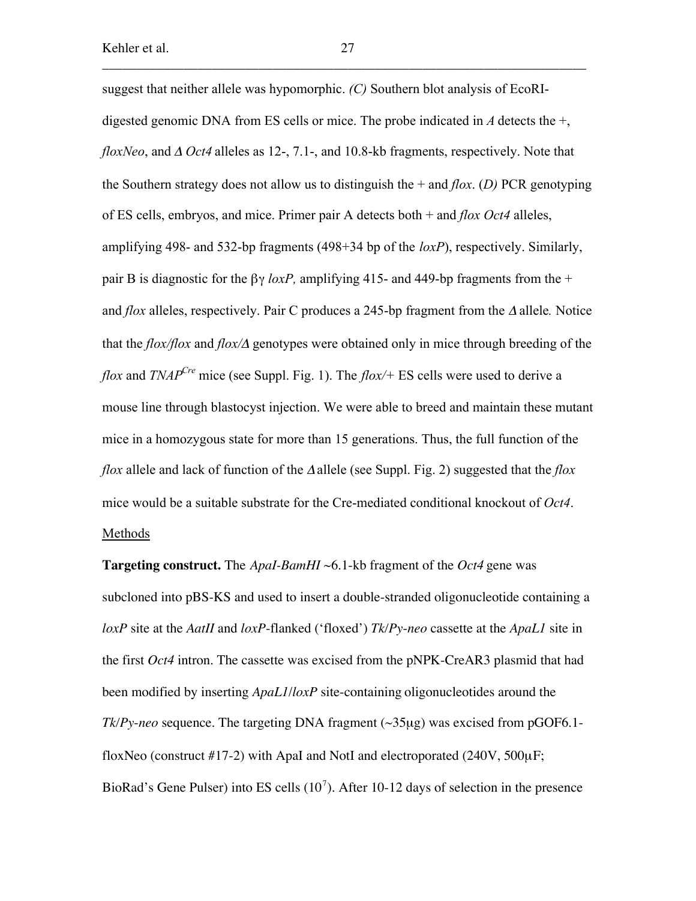suggest that neither allele was hypomorphic. *(C)* Southern blot analysis of EcoRI-digested genomic DNA from ES cells or mice. The probe indicated in *A* detects the +, *floxNeo*, and *Δ Oct4* alleles as 12-, 7.1-, and 10.8-kb fragments, respectively. Note that the Southern strategy does not allow us to distinguish the + and *flox*. (*D)* PCR genotyping of ES cells, embryos, and mice. Primer pair A detects both + and *flox Oct4* alleles, amplifying 498- and 532-bp fragments (498+34 bp of the *loxP*), respectively. Similarly, pair B is diagnostic for the βγ *loxP,* amplifying 415- and 449-bp fragments from the + and *flox* alleles, respectively. Pair C produces a 245-bp fragment from the *Δ* allele*.* Notice that the *flox/flox* and *flox/Δ* genotypes were obtained only in mice through breeding of the *flox* and $TNAP^{Cre}$ mice (see Suppl. Fig. 1). The *flox/*+ ES cells were used to derive a mouse line through blastocyst injection. We were able to breed and maintain these mutant mice in a homozygous state for more than 15 generations. Thus, the full function of the *flox* allele and lack of function of the *Δ* allele (see Suppl. Fig. 2) suggested that the *flox* mice would be a suitable substrate for the Cre-mediated conditional knockout of *Oct4*.

## Methods

**Targeting construct.** The *ApaI-BamHI* ~6.1-kb fragment of the *Oct4* gene was subcloned into pBS-KS and used to insert a double-stranded oligonucleotide containing a *loxP* site at the *AatII* and *loxP*-flanked ('floxed') *Tk*/*Py-neo* cassette at the *ApaL1* site in the first *Oct4* intron. The cassette was excised from the pNPK-CreAR3 plasmid that had been modified by inserting *ApaL1*/*loxP* site-containing oligonucleotides around the *Tk*/*Py-neo* sequence. The targeting DNA fragment (~35μg) was excised from pGOF6.1-floxNeo (construct #17-2) with ApaI and NotI and electroporated (240V, 500μF; BioRad's Gene Pulser) into ES cells ($10^7$). After 10-12 days of selection in the presence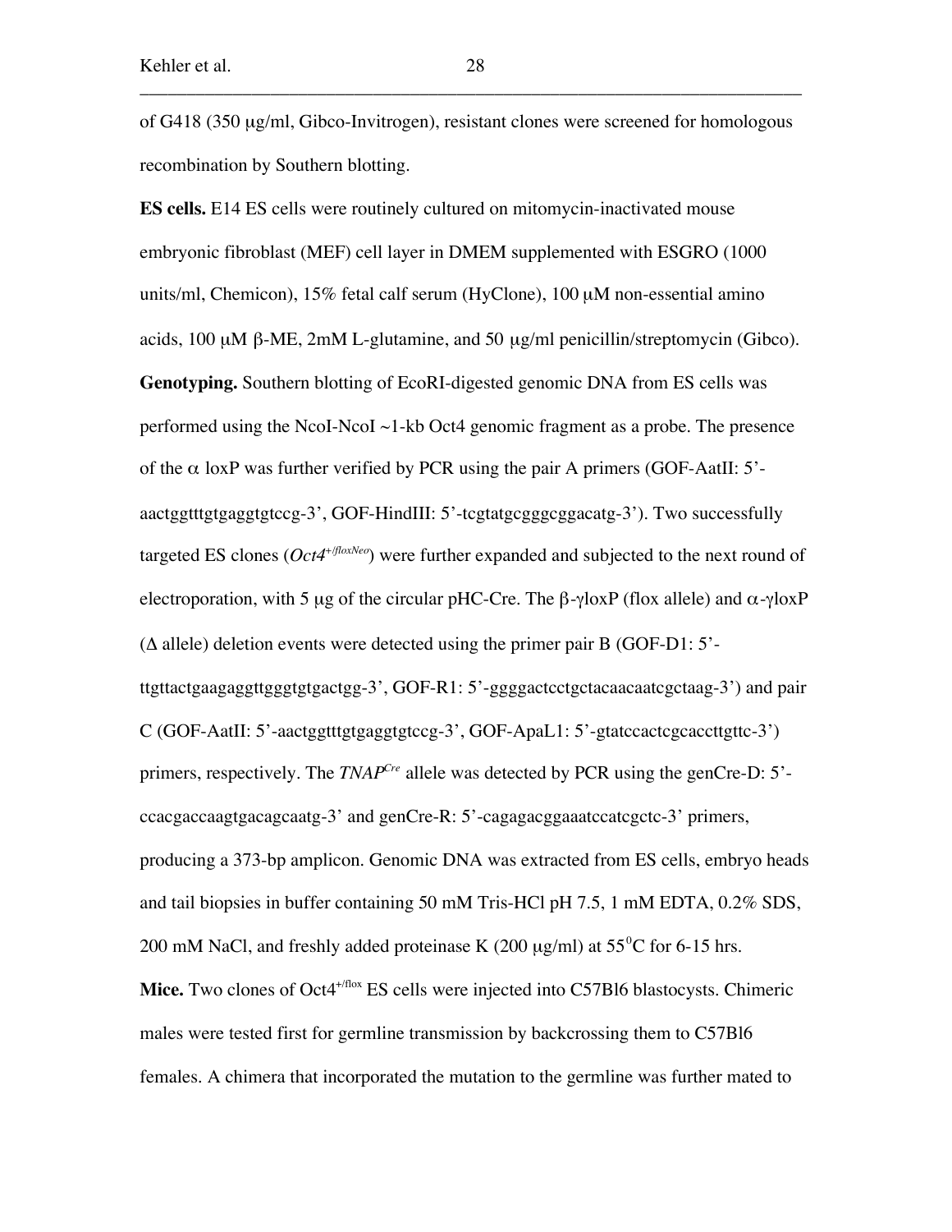of G418 (350 μg/ml, Gibco-Invitrogen), resistant clones were screened for homologous recombination by Southern blotting.

**ES cells.** E14 ES cells were routinely cultured on mitomycin-inactivated mouse embryonic fibroblast (MEF) cell layer in DMEM supplemented with ESGRO (1000 units/ml, Chemicon), 15% fetal calf serum (HyClone), 100 μM non-essential amino acids, 100 μM β-ME, 2mM L-glutamine, and 50 μg/ml penicillin/streptomycin (Gibco).

**Genotyping.** Southern blotting of EcoRI-digested genomic DNA from ES cells was performed using the NcoI-NcoI ~1-kb Oct4 genomic fragment as a probe. The presence of the α loxP was further verified by PCR using the pair A primers (GOF-AatII: 5'-aactggtttgtgaggtgtccg-3', GOF-HindIII: 5'-tcgtatgcgggcggacatg-3'). Two successfully targeted ES clones (*Oct4*$^{+/floxNeo}$) were further expanded and subjected to the next round of electroporation, with 5 μg of the circular pHC-Cre. The β-γloxP (flox allele) and α-γloxP (Δ allele) deletion events were detected using the primer pair B (GOF-D1: 5'-ttgttactgaagaggttgggtgtgactgg-3', GOF-R1: 5'-ggggactcctgctacaacaatcgctaag-3') and pair C (GOF-AatII: 5'-aactggtttgtgaggtgtccg-3', GOF-ApaL1: 5'-gtatccactcgcaccttgttc-3') primers, respectively. The *TNAP*$^{Cre}$ allele was detected by PCR using the genCre-D: 5'-ccacgaccaagtgacagcaatg-3' and genCre-R: 5'-cagagacggaaatccatcgctc-3' primers, producing a 373-bp amplicon. Genomic DNA was extracted from ES cells, embryo heads and tail biopsies in buffer containing 50 mM Tris-HCl pH 7.5, 1 mM EDTA, 0.2% SDS, 200 mM NaCl, and freshly added proteinase K (200 μg/ml) at 55$^{0}$C for 6-15 hrs.

**Mice.** Two clones of Oct4$^{+/flox}$ ES cells were injected into C57Bl6 blastocysts. Chimeric males were tested first for germline transmission by backcrossing them to C57Bl6 females. A chimera that incorporated the mutation to the germline was further mated to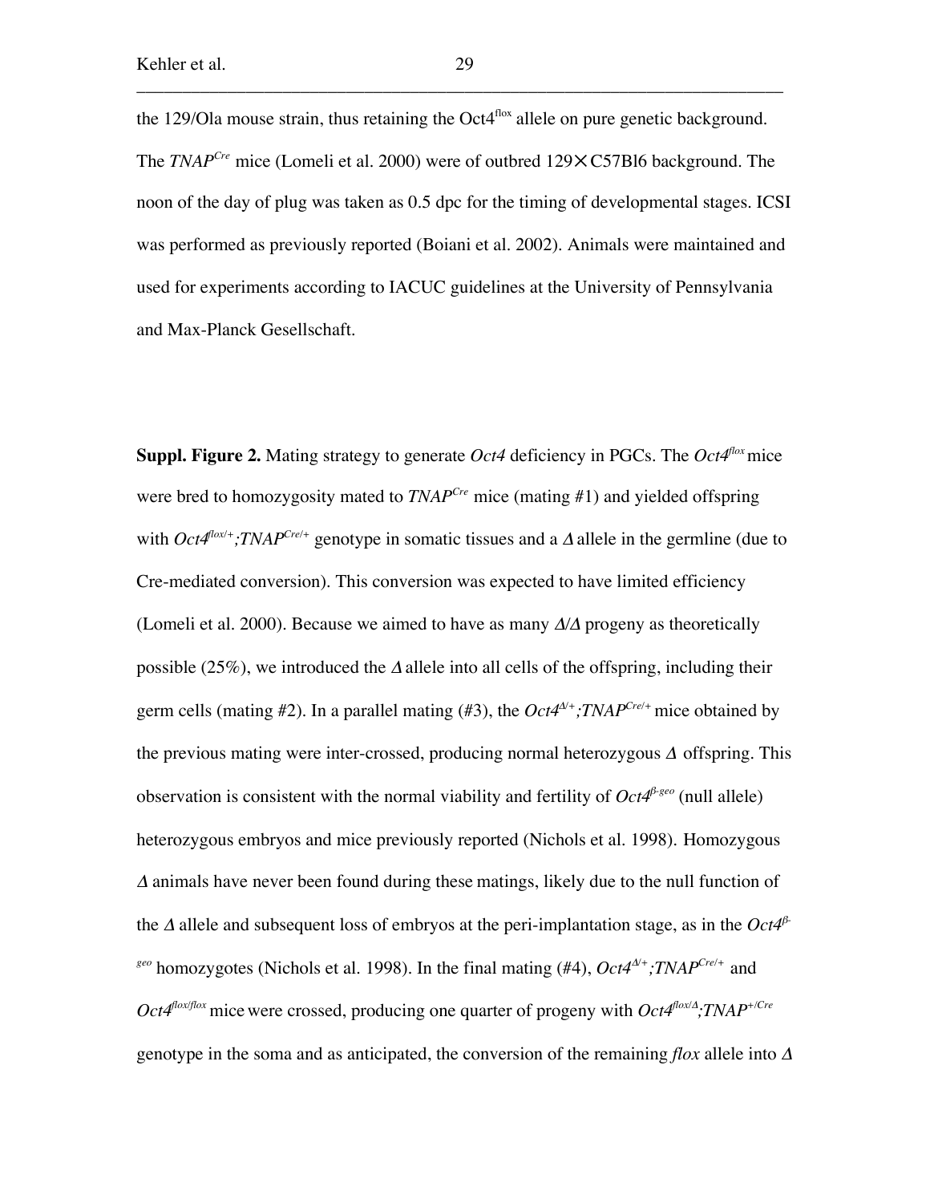the 129/Ola mouse strain, thus retaining the Oct4$^{flox}$ allele on pure genetic background. The *TNAP$^{Cre}$* mice (Lomeli et al. 2000) were of outbred 129×C57Bl6 background. The noon of the day of plug was taken as 0.5 dpc for the timing of developmental stages. ICSI was performed as previously reported (Boiani et al. 2002). Animals were maintained and used for experiments according to IACUC guidelines at the University of Pennsylvania and Max-Planck Gesellschaft.

**Suppl. Figure 2.** Mating strategy to generate *Oct4* deficiency in PGCs. The *Oct4$^{flox}$* mice were bred to homozygosity mated to *TNAP$^{Cre}$* mice (mating #1) and yielded offspring with *Oct4$^{flox/+}$;TNAP$^{Cre/+}$* genotype in somatic tissues and a *Δ* allele in the germline (due to Cre-mediated conversion). This conversion was expected to have limited efficiency (Lomeli et al. 2000). Because we aimed to have as many *Δ/Δ* progeny as theoretically possible (25%), we introduced the *Δ* allele into all cells of the offspring, including their germ cells (mating #2). In a parallel mating (#3), the *Oct4$^{Δ/+}$;TNAP$^{Cre/+}$* mice obtained by the previous mating were inter-crossed, producing normal heterozygous *Δ* offspring. This observation is consistent with the normal viability and fertility of *Oct4$^{β\text{-}geo}$* (null allele) heterozygous embryos and mice previously reported (Nichols et al. 1998). Homozygous *Δ* animals have never been found during these matings, likely due to the null function of the *Δ* allele and subsequent loss of embryos at the peri-implantation stage, as in the *Oct4$^{β\text{-}geo}$* homozygotes (Nichols et al. 1998). In the final mating (#4), *Oct4$^{Δ/+}$;TNAP$^{Cre/+}$* and *Oct4$^{flox/flox}$* mice were crossed, producing one quarter of progeny with *Oct4$^{flox/Δ}$;TNAP$^{+/Cre}$* genotype in the soma and as anticipated, the conversion of the remaining *flox* allele into *Δ*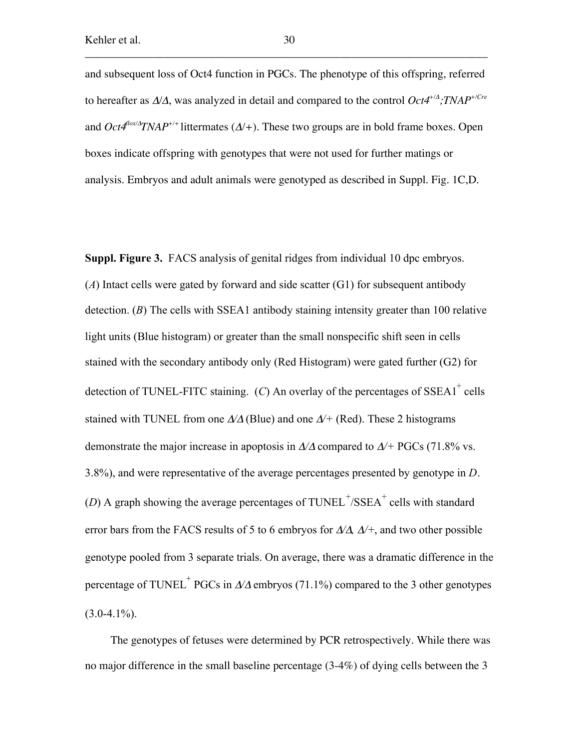and subsequent loss of Oct4 function in PGCs. The phenotype of this offspring, referred to hereafter as $\Delta/\Delta$, was analyzed in detail and compared to the control $Oct4^{+/\Delta}$*;*$TNAP^{+/Cre}$ and $Oct4^{flox/\Delta}TNAP^{+/+}$ littermates ($\Delta/+$). These two groups are in bold frame boxes. Open boxes indicate offspring with genotypes that were not used for further matings or analysis. Embryos and adult animals were genotyped as described in Suppl. Fig. 1C,D.

**Suppl. Figure 3.** FACS analysis of genital ridges from individual 10 dpc embryos. (*A*) Intact cells were gated by forward and side scatter (G1) for subsequent antibody detection. (*B*) The cells with SSEA1 antibody staining intensity greater than 100 relative light units (Blue histogram) or greater than the small nonspecific shift seen in cells stained with the secondary antibody only (Red Histogram) were gated further (G2) for detection of TUNEL-FITC staining. (*C*) An overlay of the percentages of SSEA1$^{+}$ cells stained with TUNEL from one $\Delta/\Delta$ (Blue) and one $\Delta/+$ (Red). These 2 histograms demonstrate the major increase in apoptosis in $\Delta/\Delta$ compared to $\Delta/+$ PGCs (71.8% vs. 3.8%), and were representative of the average percentages presented by genotype in *D*. (*D*) A graph showing the average percentages of TUNEL$^{+}$/SSEA$^{+}$ cells with standard error bars from the FACS results of 5 to 6 embryos for $\Delta/\Delta$, $\Delta/+$, and two other possible genotype pooled from 3 separate trials. On average, there was a dramatic difference in the percentage of TUNEL$^{+}$ PGCs in $\Delta/\Delta$ embryos (71.1%) compared to the 3 other genotypes (3.0-4.1%).

The genotypes of fetuses were determined by PCR retrospectively. While there was no major difference in the small baseline percentage (3-4%) of dying cells between the 3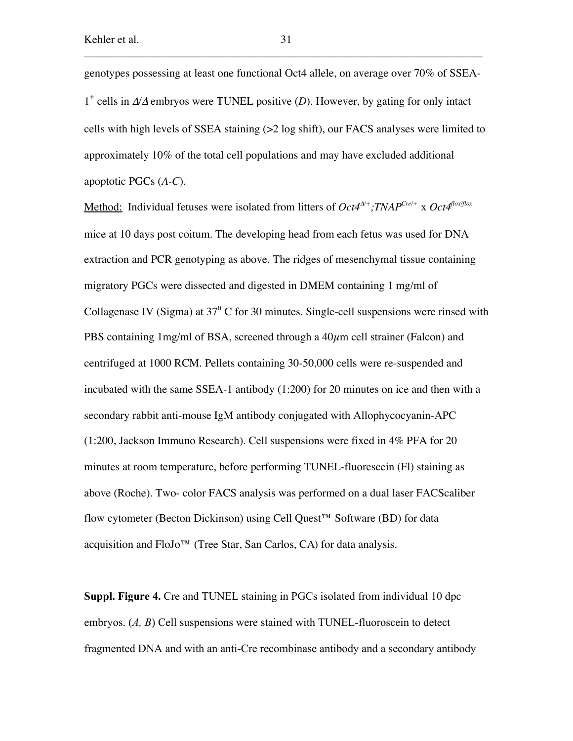genotypes possessing at least one functional Oct4 allele, on average over 70% of SSEA-$1^+$ cells in *Δ/Δ* embryos were TUNEL positive (*D*). However, by gating for only intact cells with high levels of SSEA staining (>2 log shift), our FACS analyses were limited to approximately 10% of the total cell populations and may have excluded additional apoptotic PGCs (*A-C*).

<u>Method:</u> Individual fetuses were isolated from litters of *Oct4*$^{\Delta/+}$*;TNAP*$^{Cre/+}$ x *Oct4*$^{flox/flox}$ mice at 10 days post coitum. The developing head from each fetus was used for DNA extraction and PCR genotyping as above. The ridges of mesenchymal tissue containing migratory PGCs were dissected and digested in DMEM containing 1 mg/ml of Collagenase IV (Sigma) at $37^0$ C for 30 minutes. Single-cell suspensions were rinsed with PBS containing 1mg/ml of BSA, screened through a 40$\mu$m cell strainer (Falcon) and centrifuged at 1000 RCM. Pellets containing 30-50,000 cells were re-suspended and incubated with the same SSEA-1 antibody (1:200) for 20 minutes on ice and then with a secondary rabbit anti-mouse IgM antibody conjugated with Allophycocyanin-APC (1:200, Jackson Immuno Research). Cell suspensions were fixed in 4% PFA for 20 minutes at room temperature, before performing TUNEL-fluorescein (Fl) staining as above (Roche). Two- color FACS analysis was performed on a dual laser FACScaliber flow cytometer (Becton Dickinson) using Cell Quest™ Software (BD) for data acquisition and FloJo™ (Tree Star, San Carlos, CA) for data analysis.

**Suppl. Figure 4.** Cre and TUNEL staining in PGCs isolated from individual 10 dpc embryos. (*A, B*) Cell suspensions were stained with TUNEL-fluoroscein to detect fragmented DNA and with an anti-Cre recombinase antibody and a secondary antibody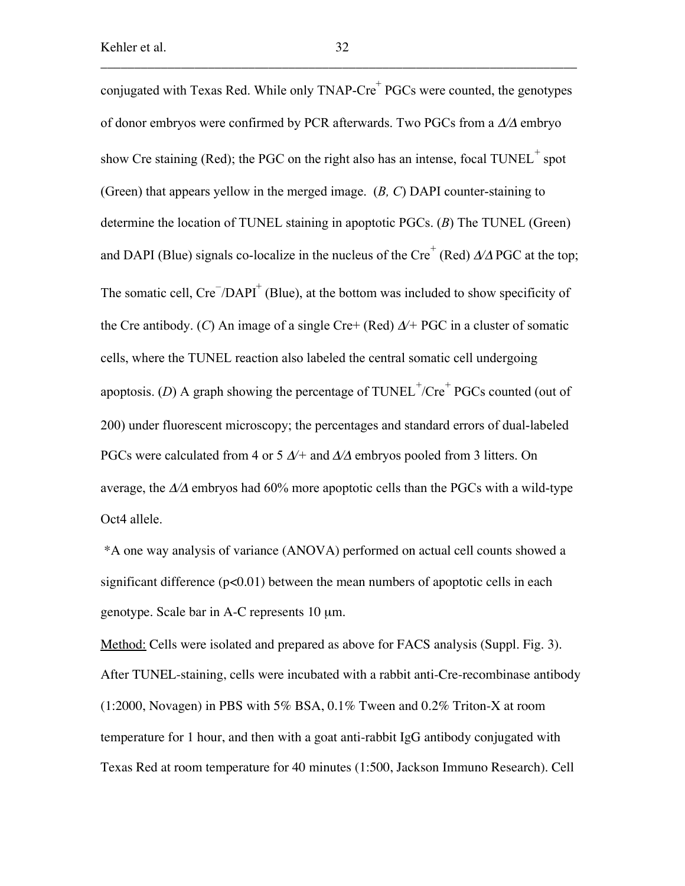conjugated with Texas Red. While only TNAP-Cre$^+$ PGCs were counted, the genotypes of donor embryos were confirmed by PCR afterwards. Two PGCs from a *Δ/Δ* embryo show Cre staining (Red); the PGC on the right also has an intense, focal TUNEL$^+$ spot (Green) that appears yellow in the merged image. (*B, C*) DAPI counter-staining to determine the location of TUNEL staining in apoptotic PGCs. (*B*) The TUNEL (Green) and DAPI (Blue) signals co-localize in the nucleus of the Cre$^+$ (Red) *Δ/Δ* PGC at the top; The somatic cell, Cre$^-$/DAPI$^+$ (Blue), at the bottom was included to show specificity of the Cre antibody. (*C*) An image of a single Cre+ (Red) *Δ*/+ PGC in a cluster of somatic cells, where the TUNEL reaction also labeled the central somatic cell undergoing apoptosis. (*D*) A graph showing the percentage of TUNEL$^+$/Cre$^+$ PGCs counted (out of 200) under fluorescent microscopy; the percentages and standard errors of dual-labeled PGCs were calculated from 4 or 5 *Δ*/+ and *Δ/Δ* embryos pooled from 3 litters. On average, the *Δ/Δ* embryos had 60% more apoptotic cells than the PGCs with a wild-type Oct4 allele.

*A one way analysis of variance (ANOVA) performed on actual cell counts showed a significant difference ($p<0.01$) between the mean numbers of apoptotic cells in each genotype. Scale bar in A-C represents 10 μm.

Method: Cells were isolated and prepared as above for FACS analysis (Suppl. Fig. 3). After TUNEL-staining, cells were incubated with a rabbit anti-Cre-recombinase antibody (1:2000, Novagen) in PBS with 5% BSA, 0.1% Tween and 0.2% Triton-X at room temperature for 1 hour, and then with a goat anti-rabbit IgG antibody conjugated with Texas Red at room temperature for 40 minutes (1:500, Jackson Immuno Research). Cell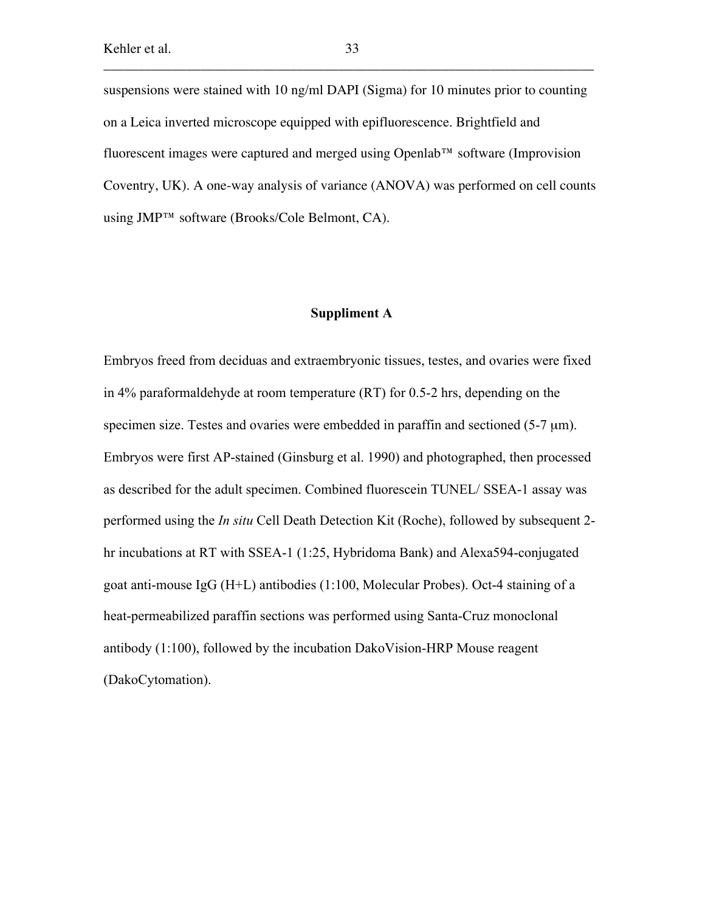suspensions were stained with 10 ng/ml DAPI (Sigma) for 10 minutes prior to counting on a Leica inverted microscope equipped with epifluorescence. Brightfield and fluorescent images were captured and merged using Openlab™ software (Improvision Coventry, UK). A one-way analysis of variance (ANOVA) was performed on cell counts using JMP™ software (Brooks/Cole Belmont, CA).

## Suppliment A

Embryos freed from deciduas and extraembryonic tissues, testes, and ovaries were fixed in 4% paraformaldehyde at room temperature (RT) for 0.5-2 hrs, depending on the specimen size. Testes and ovaries were embedded in paraffin and sectioned (5-7 μm). Embryos were first AP-stained (Ginsburg et al. 1990) and photographed, then processed as described for the adult specimen. Combined fluorescein TUNEL/ SSEA-1 assay was performed using the *In situ* Cell Death Detection Kit (Roche), followed by subsequent 2-hr incubations at RT with SSEA-1 (1:25, Hybridoma Bank) and Alexa594-conjugated goat anti-mouse IgG (H+L) antibodies (1:100, Molecular Probes). Oct-4 staining of a heat-permeabilized paraffin sections was performed using Santa-Cruz monoclonal antibody (1:100), followed by the incubation DakoVision-HRP Mouse reagent (DakoCytomation).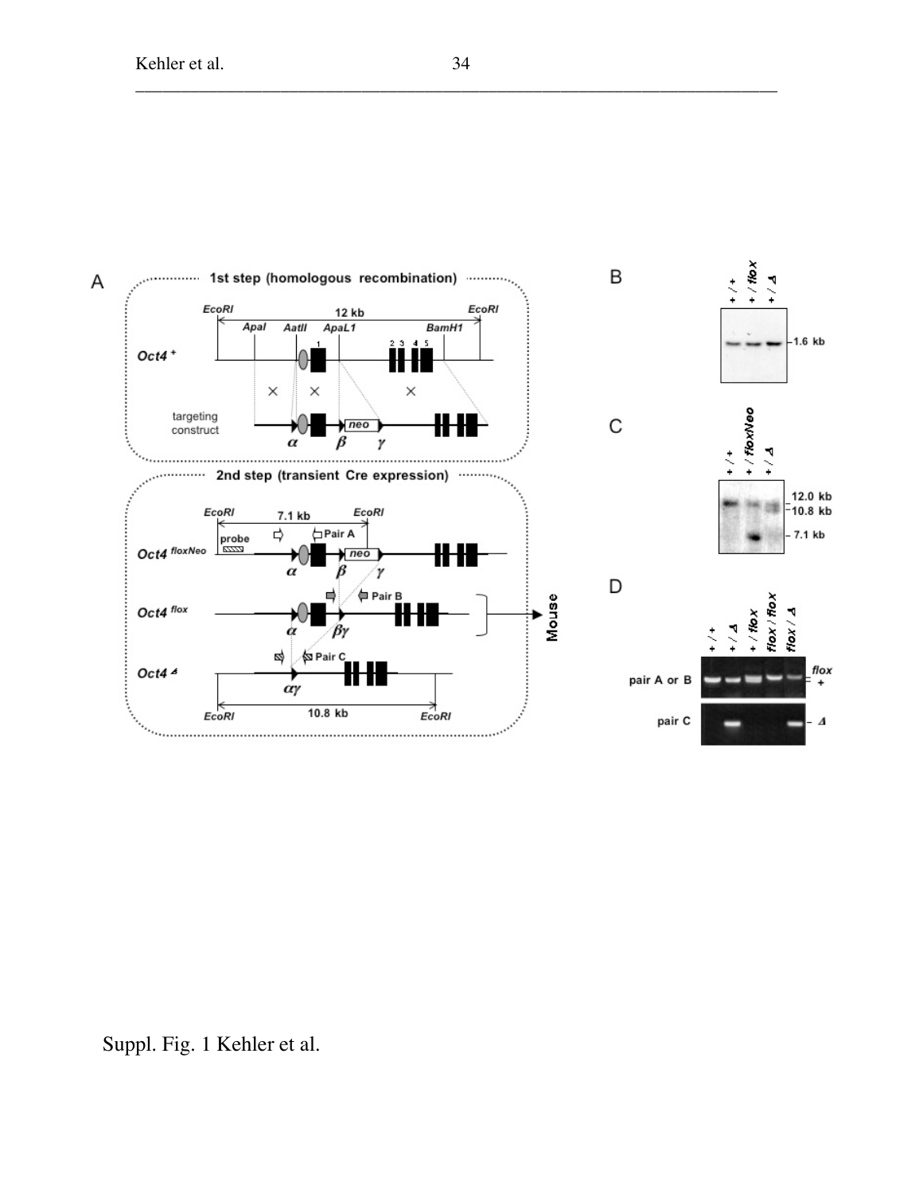Suppl. Fig. 1 Kehler et al.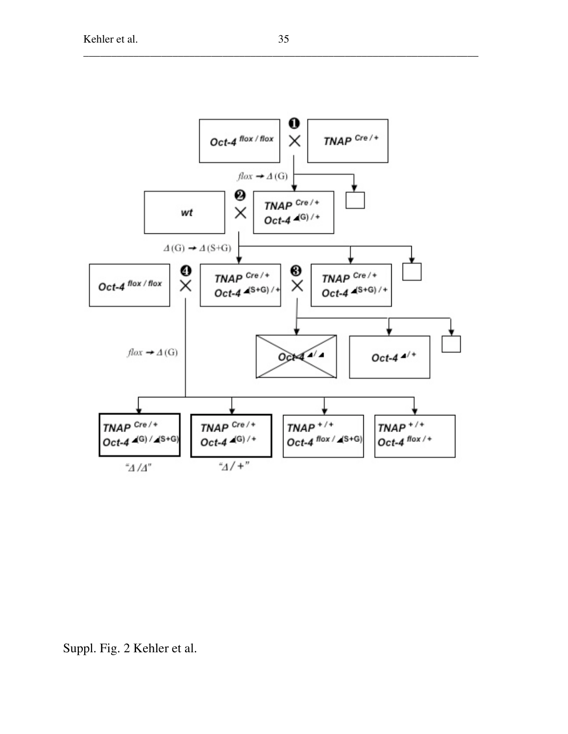Suppl. Fig. 2 Kehler et al.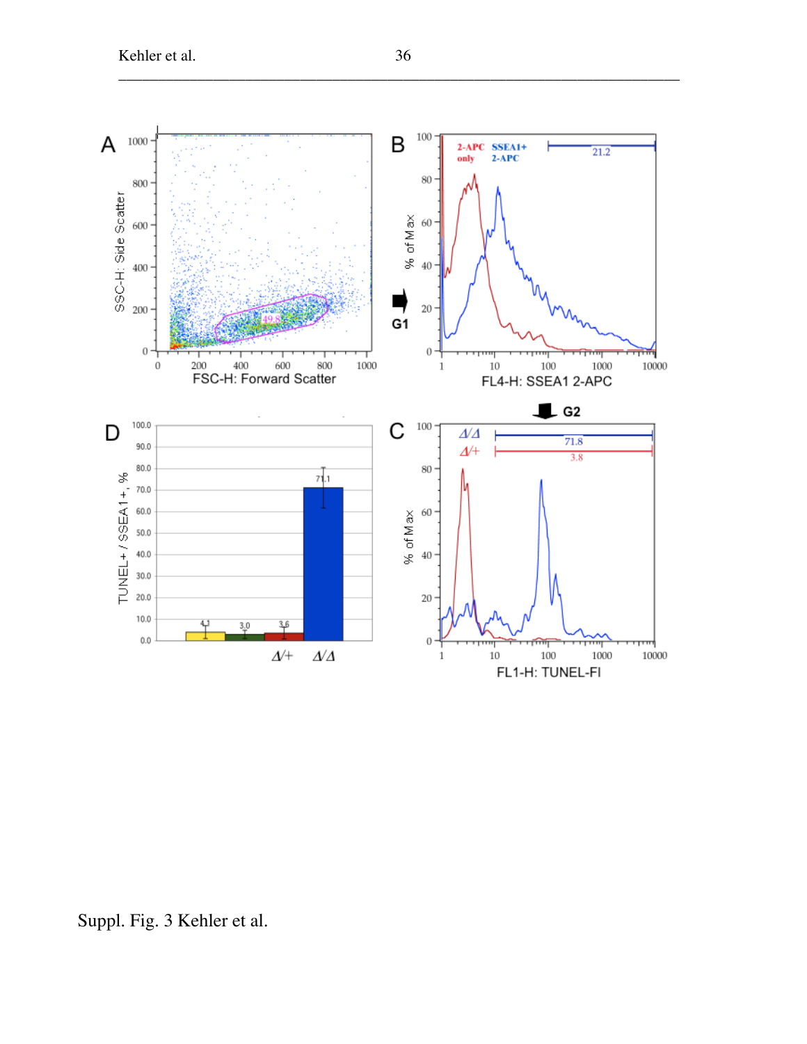Suppl. Fig. 3 Kehler et al.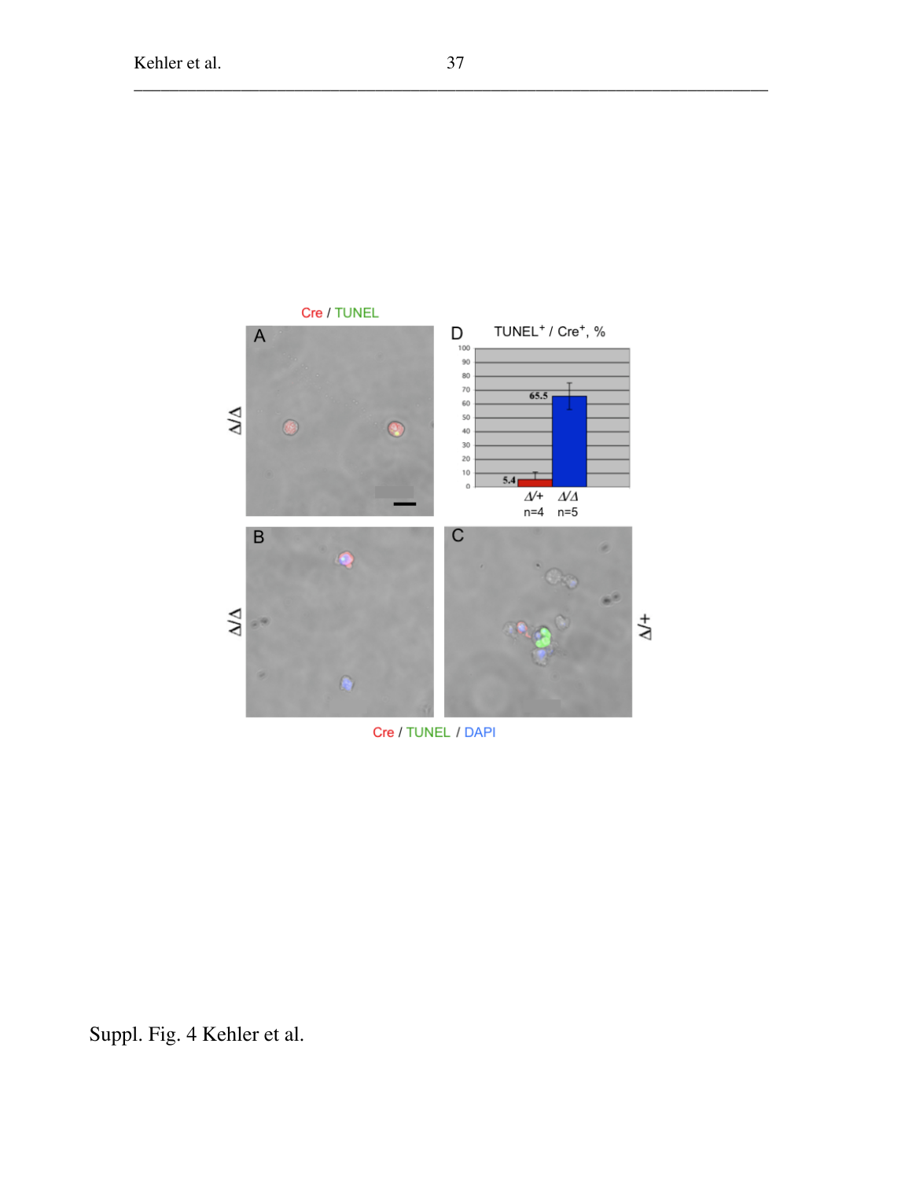Cre / TUNEL

A

Δ/Δ

D TUNEL$^+$ / Cre$^+$, %

100
90
80
70
60
50
40
30
20
10
0

65.5

5.4

Δ/+ Δ/Δ
n=4 n=5

B

Δ/Δ

C

Δ/+

Cre / TUNEL / DAPI

Suppl. Fig. 4 Kehler et al.